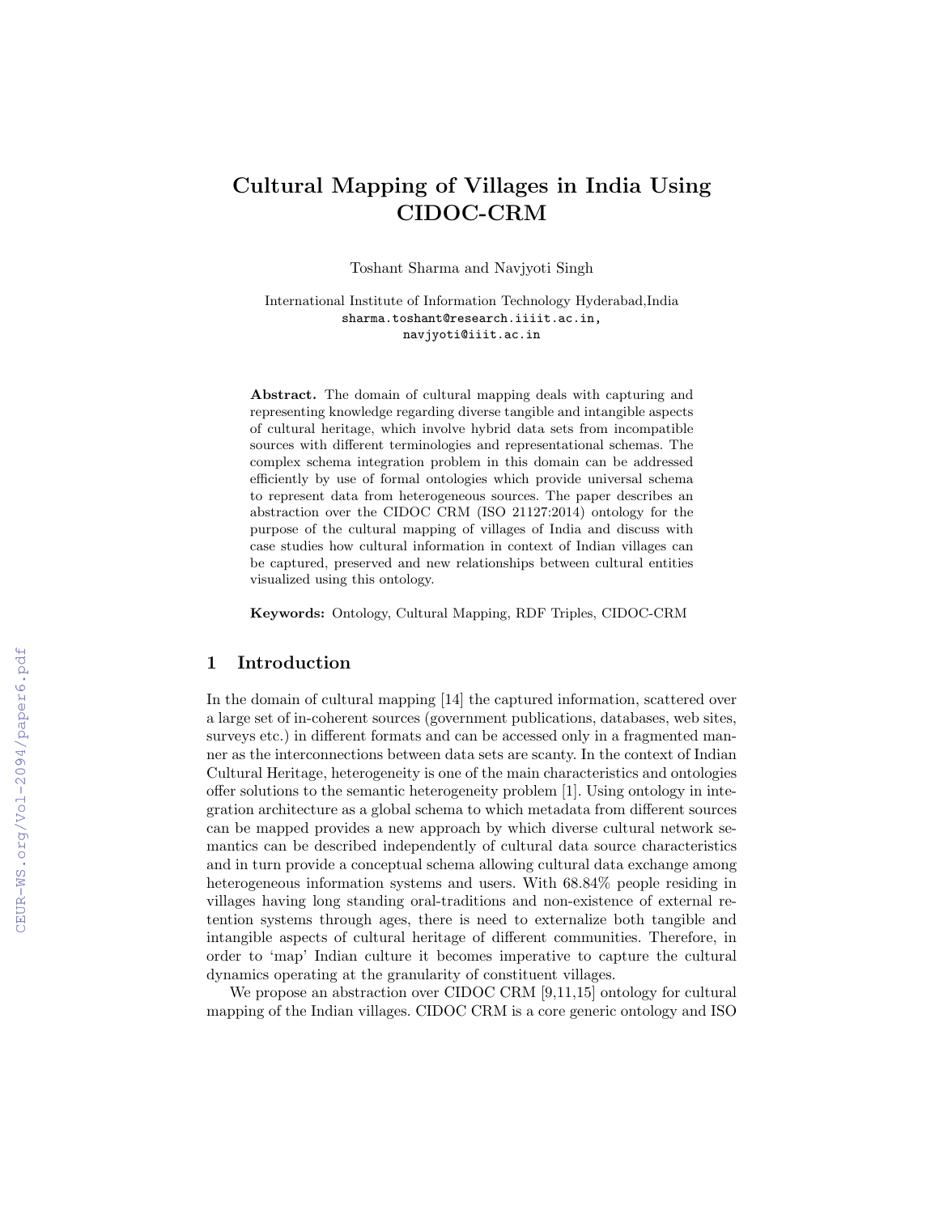# Cultural Mapping of Villages in India Using CIDOC-CRM

Toshant Sharma and Navjyoti Singh

International Institute of Information Technology Hyderabad,India
sharma.toshant@research.iiit.ac.in,
navjyoti@iiit.ac.in

**Abstract.** The domain of cultural mapping deals with capturing and representing knowledge regarding diverse tangible and intangible aspects of cultural heritage, which involve hybrid data sets from incompatible sources with different terminologies and representational schemas. The complex schema integration problem in this domain can be addressed efficiently by use of formal ontologies which provide universal schema to represent data from heterogeneous sources. The paper describes an abstraction over the CIDOC CRM (ISO 21127:2014) ontology for the purpose of the cultural mapping of villages of India and discuss with case studies how cultural information in context of Indian villages can be captured, preserved and new relationships between cultural entities visualized using this ontology.

**Keywords:** Ontology, Cultural Mapping, RDF Triples, CIDOC-CRM

## 1 Introduction

In the domain of cultural mapping [14] the captured information, scattered over a large set of in-coherent sources (government publications, databases, web sites, surveys etc.) in different formats and can be accessed only in a fragmented manner as the interconnections between data sets are scanty. In the context of Indian Cultural Heritage, heterogeneity is one of the main characteristics and ontologies offer solutions to the semantic heterogeneity problem [1]. Using ontology in integration architecture as a global schema to which metadata from different sources can be mapped provides a new approach by which diverse cultural network semantics can be described independently of cultural data source characteristics and in turn provide a conceptual schema allowing cultural data exchange among heterogeneous information systems and users. With 68.84% people residing in villages having long standing oral-traditions and non-existence of external retention systems through ages, there is need to externalize both tangible and intangible aspects of cultural heritage of different communities. Therefore, in order to 'map' Indian culture it becomes imperative to capture the cultural dynamics operating at the granularity of constituent villages.

We propose an abstraction over CIDOC CRM [9,11,15] ontology for cultural mapping of the Indian villages. CIDOC CRM is a core generic ontology and ISO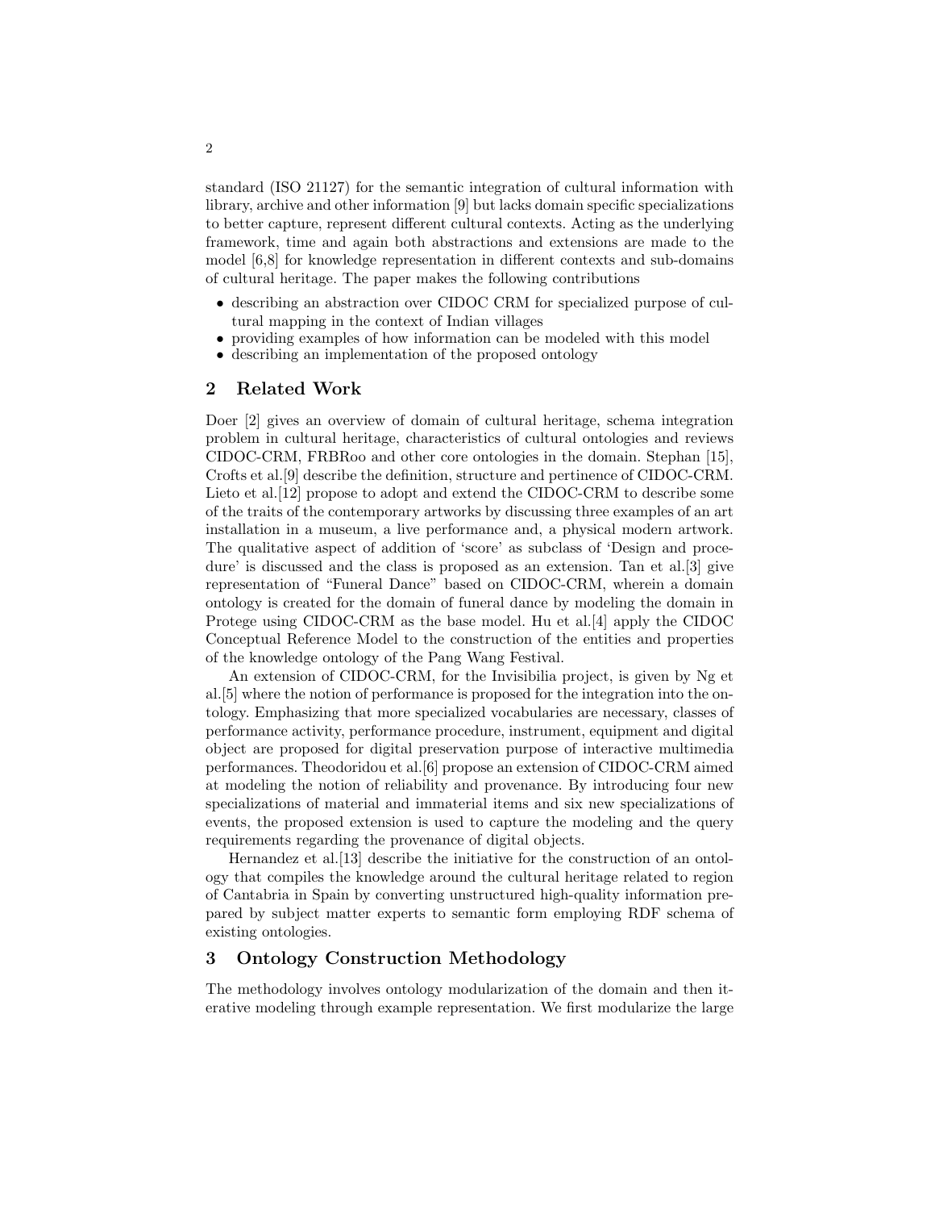standard (ISO 21127) for the semantic integration of cultural information with library, archive and other information [9] but lacks domain specific specializations to better capture, represent different cultural contexts. Acting as the underlying framework, time and again both abstractions and extensions are made to the model [6,8] for knowledge representation in different contexts and sub-domains of cultural heritage. The paper makes the following contributions

- describing an abstraction over CIDOC CRM for specialized purpose of cultural mapping in the context of Indian villages
- providing examples of how information can be modeled with this model
- describing an implementation of the proposed ontology

## 2 Related Work

Doer [2] gives an overview of domain of cultural heritage, schema integration problem in cultural heritage, characteristics of cultural ontologies and reviews CIDOC-CRM, FRBRoo and other core ontologies in the domain. Stephan [15], Crofts et al.[9] describe the definition, structure and pertinence of CIDOC-CRM. Lieto et al.[12] propose to adopt and extend the CIDOC-CRM to describe some of the traits of the contemporary artworks by discussing three examples of an art installation in a museum, a live performance and, a physical modern artwork. The qualitative aspect of addition of 'score' as subclass of 'Design and procedure' is discussed and the class is proposed as an extension. Tan et al.[3] give representation of "Funeral Dance" based on CIDOC-CRM, wherein a domain ontology is created for the domain of funeral dance by modeling the domain in Protege using CIDOC-CRM as the base model. Hu et al.[4] apply the CIDOC Conceptual Reference Model to the construction of the entities and properties of the knowledge ontology of the Pang Wang Festival.

An extension of CIDOC-CRM, for the Invisibilia project, is given by Ng et al.[5] where the notion of performance is proposed for the integration into the ontology. Emphasizing that more specialized vocabularies are necessary, classes of performance activity, performance procedure, instrument, equipment and digital object are proposed for digital preservation purpose of interactive multimedia performances. Theodoridou et al.[6] propose an extension of CIDOC-CRM aimed at modeling the notion of reliability and provenance. By introducing four new specializations of material and immaterial items and six new specializations of events, the proposed extension is used to capture the modeling and the query requirements regarding the provenance of digital objects.

Hernandez et al.[13] describe the initiative for the construction of an ontology that compiles the knowledge around the cultural heritage related to region of Cantabria in Spain by converting unstructured high-quality information prepared by subject matter experts to semantic form employing RDF schema of existing ontologies.

## 3 Ontology Construction Methodology

The methodology involves ontology modularization of the domain and then iterative modeling through example representation. We first modularize the large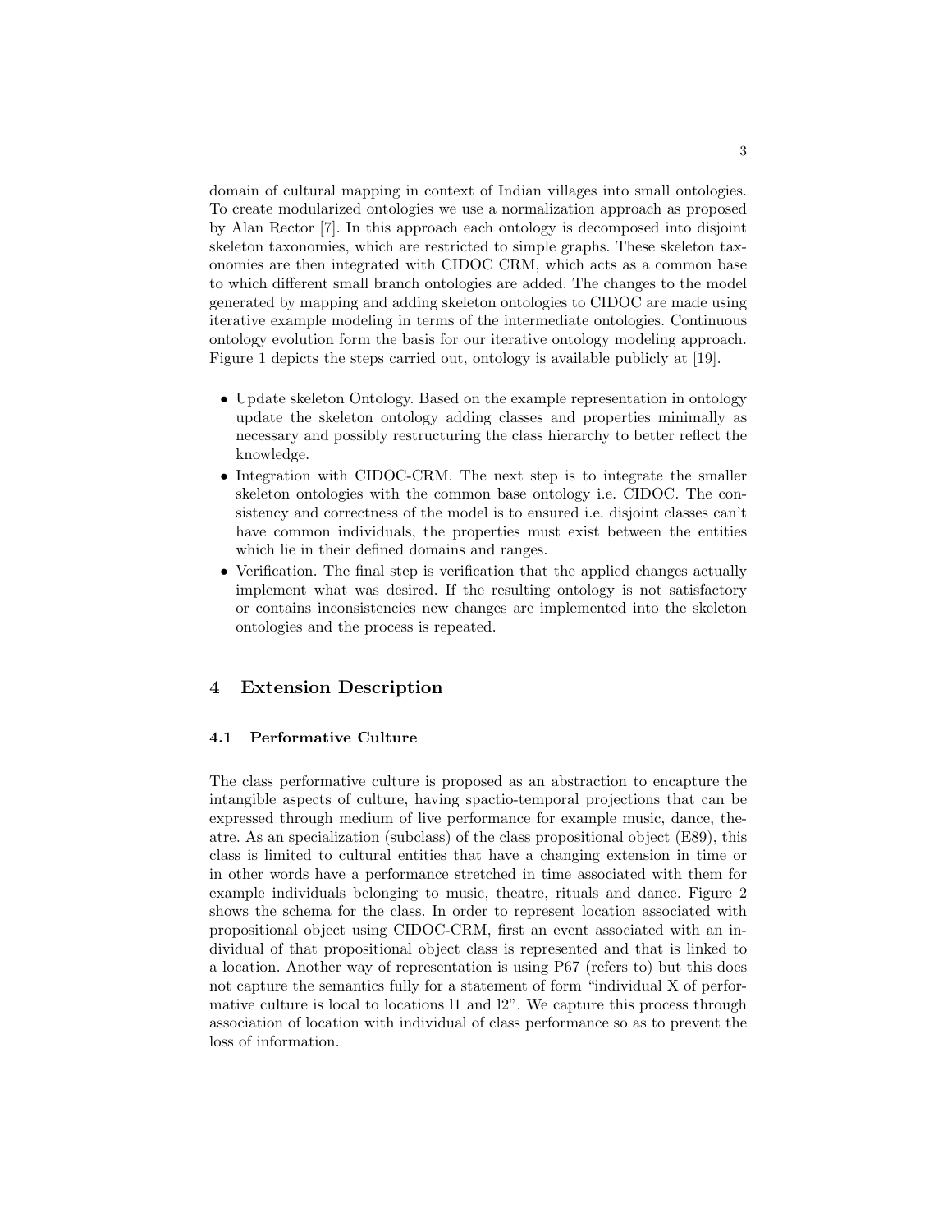domain of cultural mapping in context of Indian villages into small ontologies. To create modularized ontologies we use a normalization approach as proposed by Alan Rector [7]. In this approach each ontology is decomposed into disjoint skeleton taxonomies, which are restricted to simple graphs. These skeleton taxonomies are then integrated with CIDOC CRM, which acts as a common base to which different small branch ontologies are added. The changes to the model generated by mapping and adding skeleton ontologies to CIDOC are made using iterative example modeling in terms of the intermediate ontologies. Continuous ontology evolution form the basis for our iterative ontology modeling approach. Figure 1 depicts the steps carried out, ontology is available publicly at [19].

- Update skeleton Ontology. Based on the example representation in ontology update the skeleton ontology adding classes and properties minimally as necessary and possibly restructuring the class hierarchy to better reflect the knowledge.
- Integration with CIDOC-CRM. The next step is to integrate the smaller skeleton ontologies with the common base ontology i.e. CIDOC. The consistency and correctness of the model is to ensured i.e. disjoint classes can't have common individuals, the properties must exist between the entities which lie in their defined domains and ranges.
- Verification. The final step is verification that the applied changes actually implement what was desired. If the resulting ontology is not satisfactory or contains inconsistencies new changes are implemented into the skeleton ontologies and the process is repeated.

## 4 Extension Description

### 4.1 Performative Culture

The class performative culture is proposed as an abstraction to encapture the intangible aspects of culture, having spactio-temporal projections that can be expressed through medium of live performance for example music, dance, theatre. As an specialization (subclass) of the class propositional object (E89), this class is limited to cultural entities that have a changing extension in time or in other words have a performance stretched in time associated with them for example individuals belonging to music, theatre, rituals and dance. Figure 2 shows the schema for the class. In order to represent location associated with propositional object using CIDOC-CRM, first an event associated with an individual of that propositional object class is represented and that is linked to a location. Another way of representation is using P67 (refers to) but this does not capture the semantics fully for a statement of form "individual X of performative culture is local to locations l1 and l2". We capture this process through association of location with individual of class performance so as to prevent the loss of information.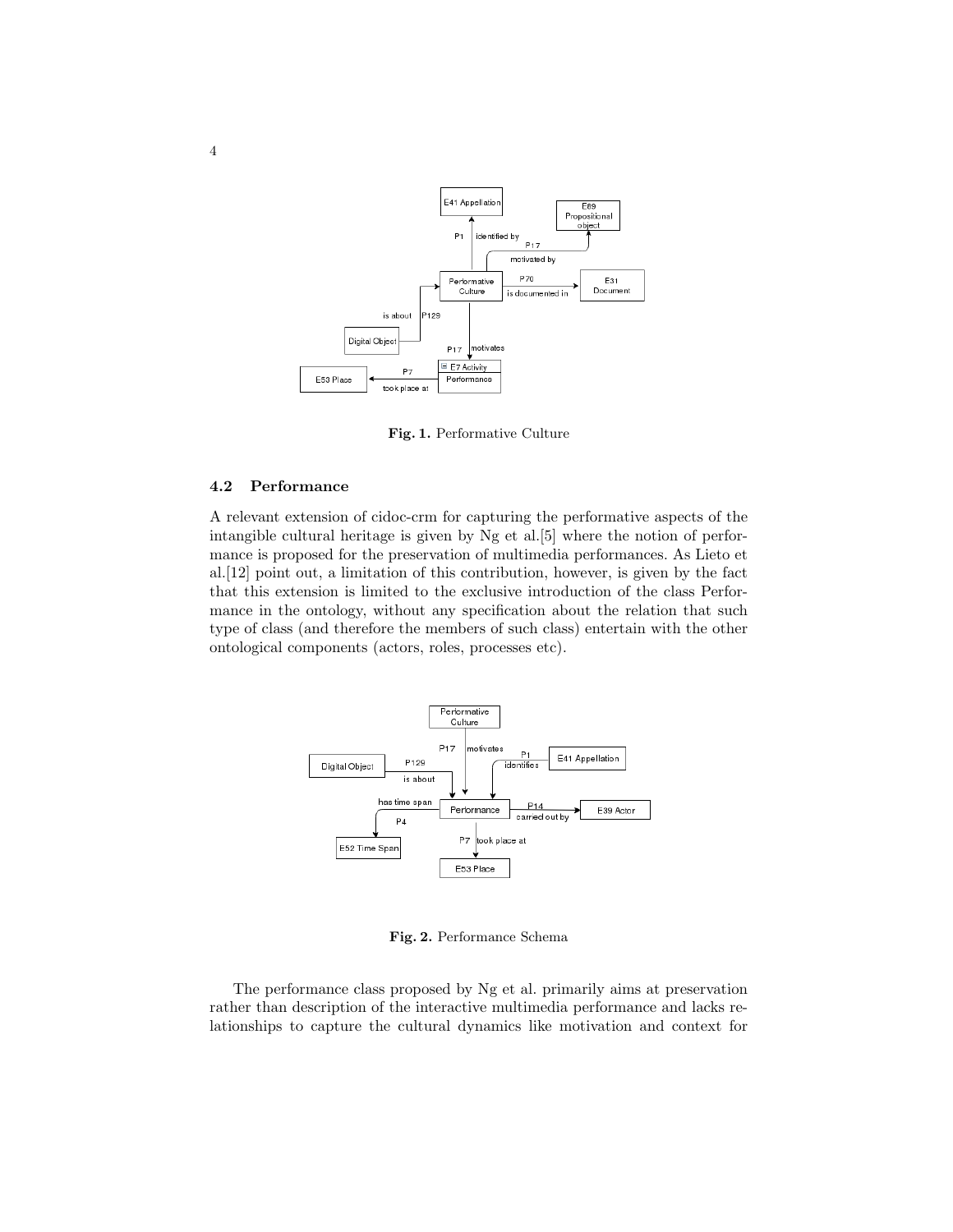Fig. 1. Performative Culture

### 4.2 Performance

A relevant extension of cidoc-crm for capturing the performative aspects of the intangible cultural heritage is given by Ng et al.[5] where the notion of performance is proposed for the preservation of multimedia performances. As Lieto et al.[12] point out, a limitation of this contribution, however, is given by the fact that this extension is limited to the exclusive introduction of the class Performance in the ontology, without any specification about the relation that such type of class (and therefore the members of such class) entertain with the other ontological components (actors, roles, processes etc).

Fig. 2. Performance Schema

The performance class proposed by Ng et al. primarily aims at preservation rather than description of the interactive multimedia performance and lacks relationships to capture the cultural dynamics like motivation and context for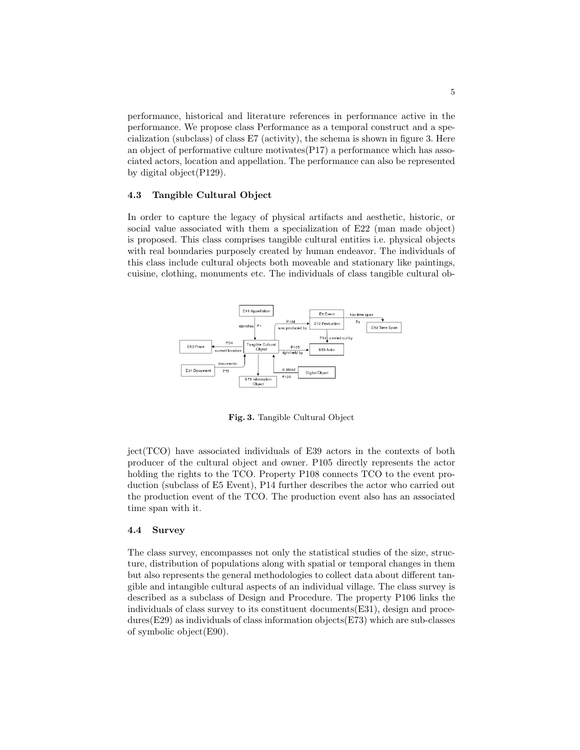performance, historical and literature references in performance active in the performance. We propose class Performance as a temporal construct and a specialization (subclass) of class E7 (activity), the schema is shown in figure 3. Here an object of performative culture motivates(P17) a performance which has associated actors, location and appellation. The performance can also be represented by digital object(P129).

### 4.3 Tangible Cultural Object

In order to capture the legacy of physical artifacts and aesthetic, historic, or social value associated with them a specialization of E22 (man made object) is proposed. This class comprises tangible cultural entities i.e. physical objects with real boundaries purposely created by human endeavor. The individuals of this class include cultural objects both moveable and stationary like paintings, cuisine, clothing, monuments etc. The individuals of class tangible cultural object(TCO) have associated individuals of E39 actors in the contexts of both producer of the cultural object and owner. P105 directly represents the actor holding the rights to the TCO. Property P108 connects TCO to the event production (subclass of E5 Event), P14 further describes the actor who carried out the production event of the TCO. The production event also has an associated time span with it.

**Fig. 3.** Tangible Cultural Object

### 4.4 Survey

The class survey, encompasses not only the statistical studies of the size, structure, distribution of populations along with spatial or temporal changes in them but also represents the general methodologies to collect data about different tangible and intangible cultural aspects of an individual village. The class survey is described as a subclass of Design and Procedure. The property P106 links the individuals of class survey to its constituent documents(E31), design and procedures(E29) as individuals of class information objects(E73) which are sub-classes of symbolic object(E90).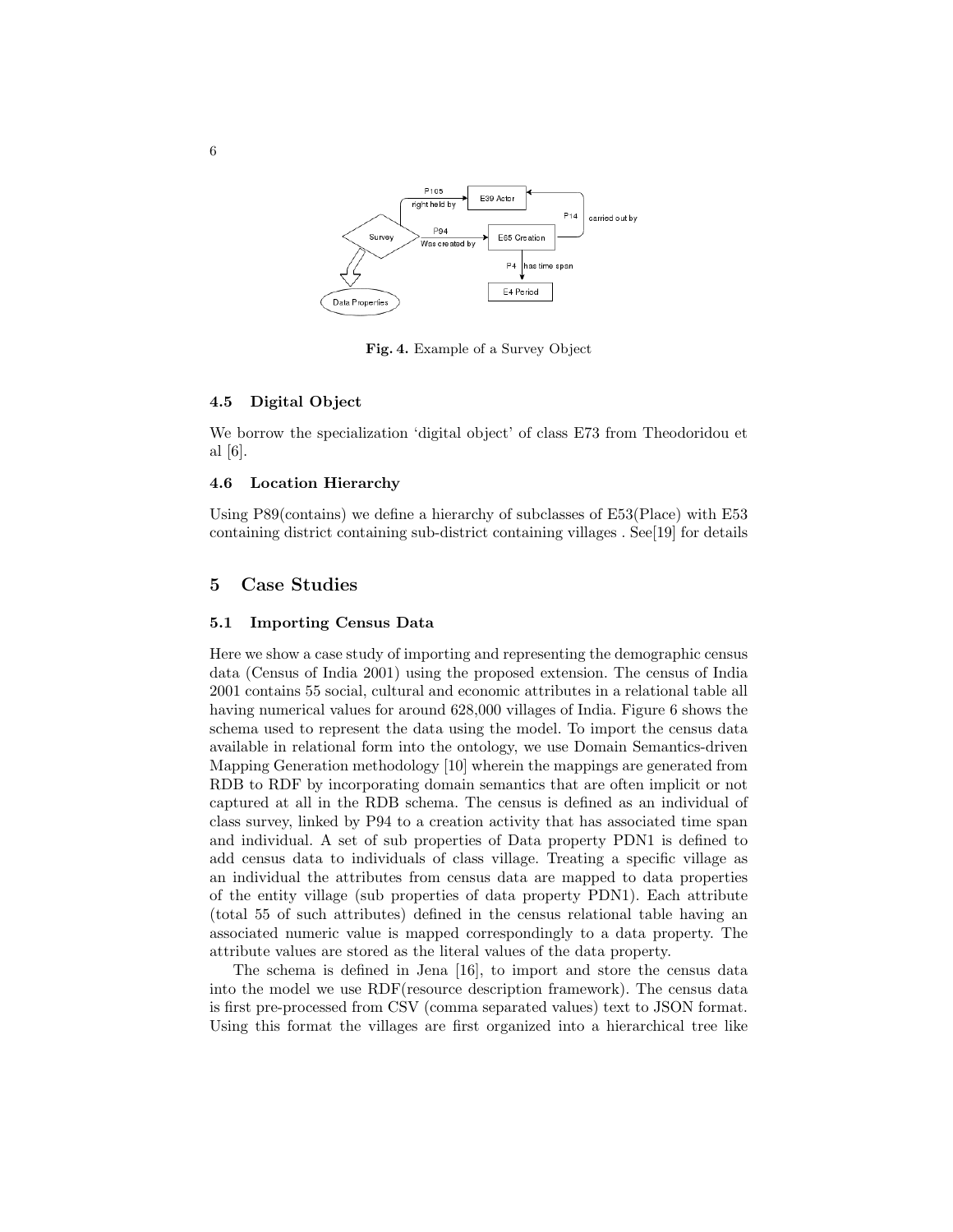Fig. 4. Example of a Survey Object

### 4.5 Digital Object

We borrow the specialization 'digital object' of class E73 from Theodoridou et al [6].

### 4.6 Location Hierarchy

Using P89(contains) we define a hierarchy of subclasses of E53(Place) with E53 containing district containing sub-district containing villages . See[19] for details

## 5 Case Studies

### 5.1 Importing Census Data

Here we show a case study of importing and representing the demographic census data (Census of India 2001) using the proposed extension. The census of India 2001 contains 55 social, cultural and economic attributes in a relational table all having numerical values for around 628,000 villages of India. Figure 6 shows the schema used to represent the data using the model. To import the census data available in relational form into the ontology, we use Domain Semantics-driven Mapping Generation methodology [10] wherein the mappings are generated from RDB to RDF by incorporating domain semantics that are often implicit or not captured at all in the RDB schema. The census is defined as an individual of class survey, linked by P94 to a creation activity that has associated time span and individual. A set of sub properties of Data property PDN1 is defined to add census data to individuals of class village. Treating a specific village as an individual the attributes from census data are mapped to data properties of the entity village (sub properties of data property PDN1). Each attribute (total 55 of such attributes) defined in the census relational table having an associated numeric value is mapped correspondingly to a data property. The attribute values are stored as the literal values of the data property.

The schema is defined in Jena [16], to import and store the census data into the model we use RDF(resource description framework). The census data is first pre-processed from CSV (comma separated values) text to JSON format. Using this format the villages are first organized into a hierarchical tree like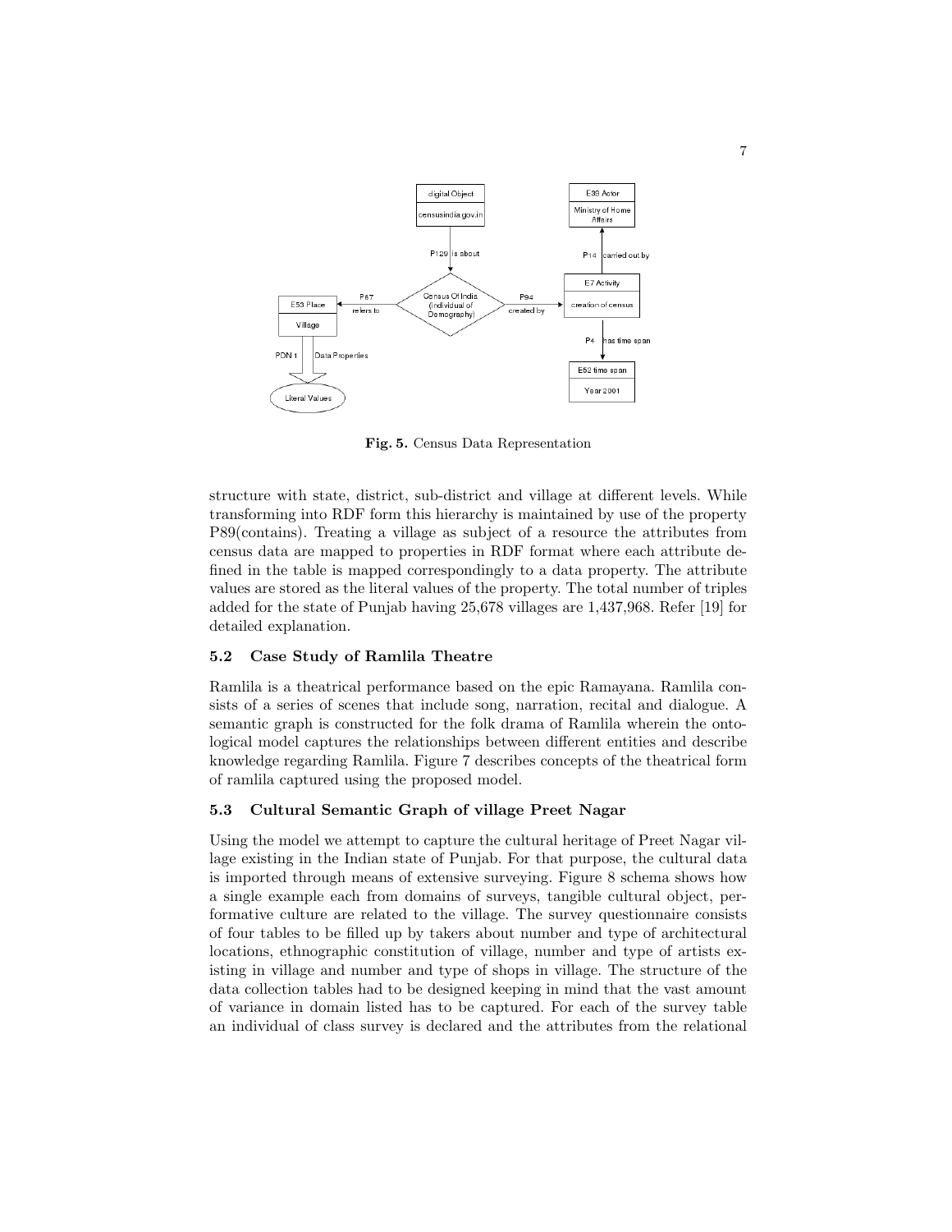**Fig. 5.** Census Data Representation

structure with state, district, sub-district and village at different levels. While transforming into RDF form this hierarchy is maintained by use of the property P89(contains). Treating a village as subject of a resource the attributes from census data are mapped to properties in RDF format where each attribute defined in the table is mapped correspondingly to a data property. The attribute values are stored as the literal values of the property. The total number of triples added for the state of Punjab having 25,678 villages are 1,437,968. Refer [19] for detailed explanation.

### 5.2 Case Study of Ramlila Theatre

Ramlila is a theatrical performance based on the epic Ramayana. Ramlila consists of a series of scenes that include song, narration, recital and dialogue. A semantic graph is constructed for the folk drama of Ramlila wherein the ontological model captures the relationships between different entities and describe knowledge regarding Ramlila. Figure 7 describes concepts of the theatrical form of ramlila captured using the proposed model.

### 5.3 Cultural Semantic Graph of village Preet Nagar

Using the model we attempt to capture the cultural heritage of Preet Nagar village existing in the Indian state of Punjab. For that purpose, the cultural data is imported through means of extensive surveying. Figure 8 schema shows how a single example each from domains of surveys, tangible cultural object, performative culture are related to the village. The survey questionnaire consists of four tables to be filled up by takers about number and type of architectural locations, ethnographic constitution of village, number and type of artists existing in village and number and type of shops in village. The structure of the data collection tables had to be designed keeping in mind that the vast amount of variance in domain listed has to be captured. For each of the survey table an individual of class survey is declared and the attributes from the relational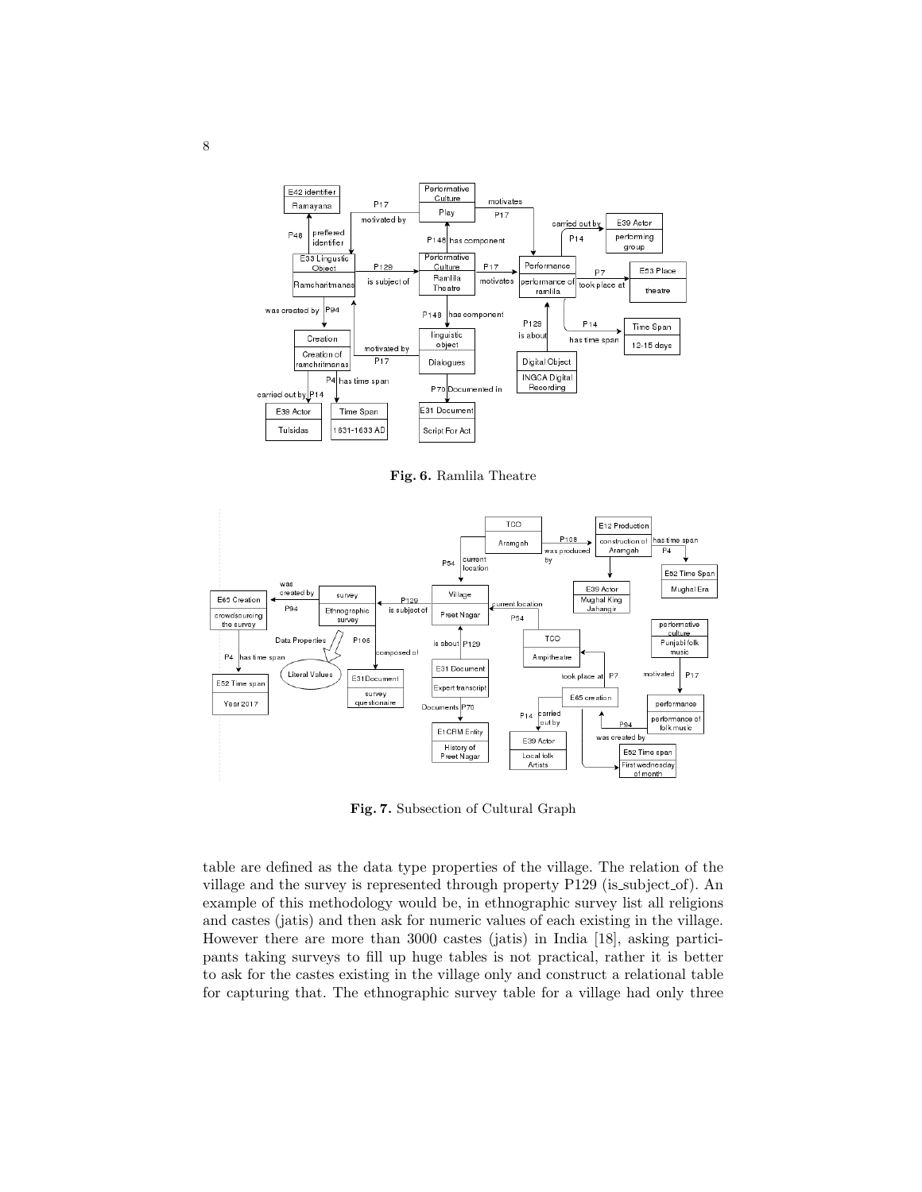**Fig. 6.** Ramlila Theatre

**Fig. 7.** Subsection of Cultural Graph

table are defined as the data type properties of the village. The relation of the village and the survey is represented through property P129 (is_subject_of). An example of this methodology would be, in ethnographic survey list all religions and castes (jatis) and then ask for numeric values of each existing in the village. However there are more than 3000 castes (jatis) in India [18], asking participants taking surveys to fill up huge tables is not practical, rather it is better to ask for the castes existing in the village only and construct a relational table for capturing that. The ethnographic survey table for a village had only three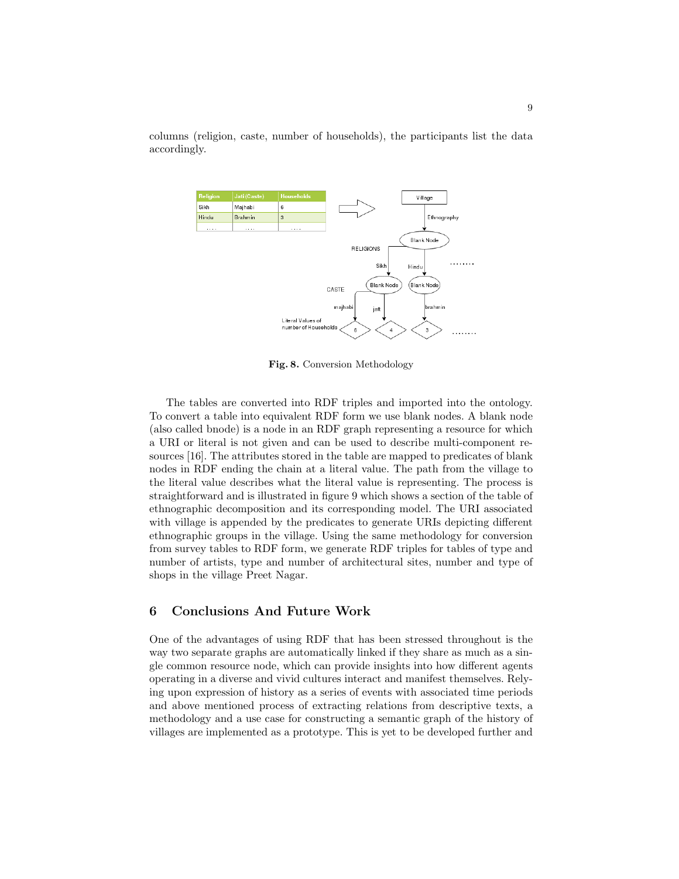columns (religion, caste, number of households), the participants list the data accordingly.

| Religion | Jati (Caste) | Households |
| --- | --- | --- |
| Sikh | Majhabi | 6 |
| Hindu | Brahmin | 3 |
| .... | .... | .... |

**Fig. 8.** Conversion Methodology

The tables are converted into RDF triples and imported into the ontology. To convert a table into equivalent RDF form we use blank nodes. A blank node (also called bnode) is a node in an RDF graph representing a resource for which a URI or literal is not given and can be used to describe multi-component resources [16]. The attributes stored in the table are mapped to predicates of blank nodes in RDF ending the chain at a literal value. The path from the village to the literal value describes what the literal value is representing. The process is straightforward and is illustrated in figure 9 which shows a section of the table of ethnographic decomposition and its corresponding model. The URI associated with village is appended by the predicates to generate URIs depicting different ethnographic groups in the village. Using the same methodology for conversion from survey tables to RDF form, we generate RDF triples for tables of type and number of artists, type and number of architectural sites, number and type of shops in the village Preet Nagar.

## 6 Conclusions And Future Work

One of the advantages of using RDF that has been stressed throughout is the way two separate graphs are automatically linked if they share as much as a single common resource node, which can provide insights into how different agents operating in a diverse and vivid cultures interact and manifest themselves. Relying upon expression of history as a series of events with associated time periods and above mentioned process of extracting relations from descriptive texts, a methodology and a use case for constructing a semantic graph of the history of villages are implemented as a prototype. This is yet to be developed further and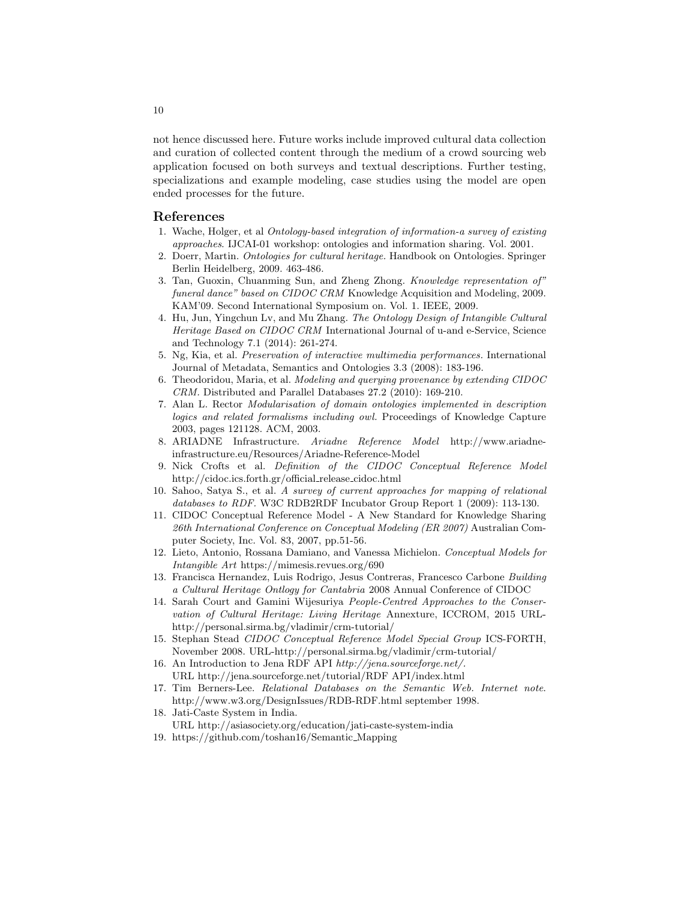not hence discussed here. Future works include improved cultural data collection and curation of collected content through the medium of a crowd sourcing web application focused on both surveys and textual descriptions. Further testing, specializations and example modeling, case studies using the model are open ended processes for the future.

## References

1. Wache, Holger, et al *Ontology-based integration of information-a survey of existing approaches*. IJCAI-01 workshop: ontologies and information sharing. Vol. 2001.
2. Doerr, Martin. *Ontologies for cultural heritage*. Handbook on Ontologies. Springer Berlin Heidelberg, 2009. 463-486.
3. Tan, Guoxin, Chuanming Sun, and Zheng Zhong. *Knowledge representation of" funeral dance" based on CIDOC CRM* Knowledge Acquisition and Modeling, 2009. KAM'09. Second International Symposium on. Vol. 1. IEEE, 2009.
4. Hu, Jun, Yingchun Lv, and Mu Zhang. *The Ontology Design of Intangible Cultural Heritage Based on CIDOC CRM* International Journal of u-and e-Service, Science and Technology 7.1 (2014): 261-274.
5. Ng, Kia, et al. *Preservation of interactive multimedia performances*. International Journal of Metadata, Semantics and Ontologies 3.3 (2008): 183-196.
6. Theodoridou, Maria, et al. *Modeling and querying provenance by extending CIDOC CRM*. Distributed and Parallel Databases 27.2 (2010): 169-210.
7. Alan L. Rector *Modularisation of domain ontologies implemented in description logics and related formalisms including owl*. Proceedings of Knowledge Capture 2003, pages 121128. ACM, 2003.
8. ARIADNE Infrastructure. *Ariadne Reference Model* http://www.ariadne-infrastructure.eu/Resources/Ariadne-Reference-Model
9. Nick Crofts et al. *Definition of the CIDOC Conceptual Reference Model* http://cidoc.ics.forth.gr/official_release_cidoc.html
10. Sahoo, Satya S., et al. *A survey of current approaches for mapping of relational databases to RDF*. W3C RDB2RDF Incubator Group Report 1 (2009): 113-130.
11. CIDOC Conceptual Reference Model - A New Standard for Knowledge Sharing *26th International Conference on Conceptual Modeling (ER 2007)* Australian Computer Society, Inc. Vol. 83, 2007, pp.51-56.
12. Lieto, Antonio, Rossana Damiano, and Vanessa Michielon. *Conceptual Models for Intangible Art* https://mimesis.revues.org/690
13. Francisca Hernandez, Luis Rodrigo, Jesus Contreras, Francesco Carbone *Building a Cultural Heritage Ontlogy for Cantabria* 2008 Annual Conference of CIDOC
14. Sarah Court and Gamini Wijesuriya *People-Centred Approaches to the Conservation of Cultural Heritage: Living Heritage* Annexture, ICCROM, 2015 URL-http://personal.sirma.bg/vladimir/crm-tutorial/
15. Stephan Stead *CIDOC Conceptual Reference Model Special Group* ICS-FORTH, November 2008. URL-http://personal.sirma.bg/vladimir/crm-tutorial/
16. An Introduction to Jena RDF API *http://jena.sourceforge.net/.* URL http://jena.sourceforge.net/tutorial/RDF API/index.html
17. Tim Berners-Lee. *Relational Databases on the Semantic Web. Internet note*. http://www.w3.org/DesignIssues/RDB-RDF.html september 1998.
18. Jati-Caste System in India. URL http://asiasociety.org/education/jati-caste-system-india
19. https://github.com/toshan16/Semantic_Mapping